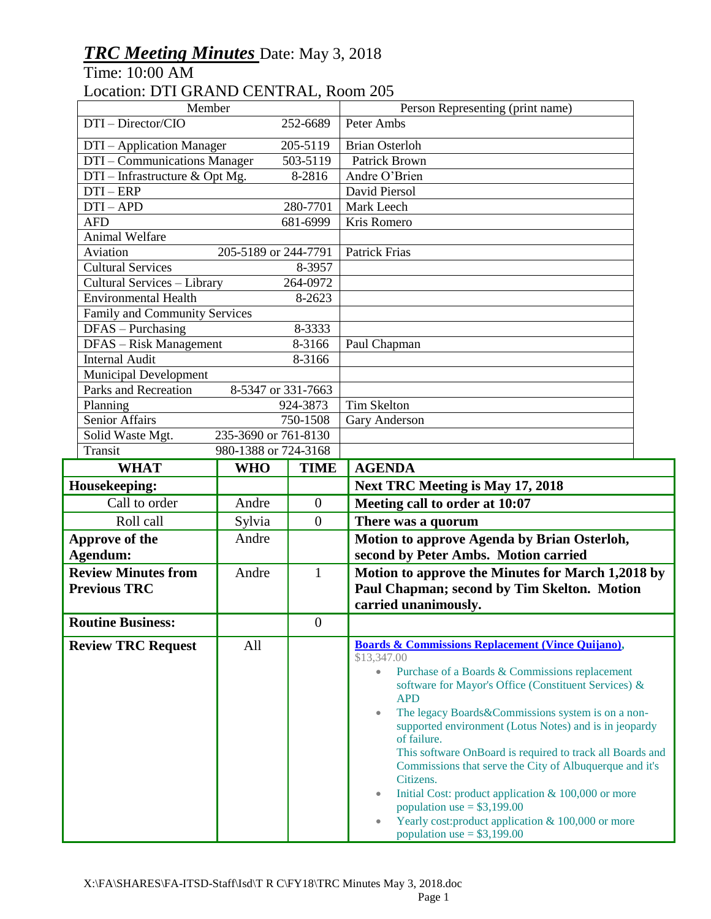# ***TRC Meeting Minutes*** Date: May 3, 2018

Time: 10:00 AM

Location: DTI GRAND CENTRAL, Room 205

| Member | | Person Representing (print name) |
|---|---|---|
| DTI – Director/CIO | 252-6689 | Peter Ambs |
| DTI – Application Manager | 205-5119 | Brian Osterloh |
| DTI – Communications Manager | 503-5119 | Patrick Brown |
| DTI – Infrastructure & Opt Mg. | 8-2816 | Andre O'Brien |
| DTI – ERP | | David Piersol |
| DTI – APD | 280-7701 | Mark Leech |
| AFD | 681-6999 | Kris Romero |
| Animal Welfare | | |
| Aviation | 205-5189 or 244-7791 | Patrick Frias |
| Cultural Services | 8-3957 | |
| Cultural Services – Library | 264-0972 | |
| Environmental Health | 8-2623 | |
| Family and Community Services | | |
| DFAS – Purchasing | 8-3333 | |
| DFAS – Risk Management | 8-3166 | Paul Chapman |
| Internal Audit | 8-3166 | |
| Municipal Development | | |
| Parks and Recreation | 8-5347 or 331-7663 | |
| Planning | 924-3873 | Tim Skelton |
| Senior Affairs | 750-1508 | Gary Anderson |
| Solid Waste Mgt. | 235-3690 or 761-8130 | |
| Transit | 980-1388 or 724-3168 | |

| WHAT | WHO | TIME | AGENDA |
|---|---|---|---|
| **Housekeeping:** | | | **Next TRC Meeting is May 17, 2018** |
| Call to order | Andre | 0 | **Meeting call to order at 10:07** |
| Roll call | Sylvia | 0 | **There was a quorum** |
| **Approve of the Agendum:** | Andre | | **Motion to approve Agenda by Brian Osterloh, second by Peter Ambs. Motion carried** |
| **Review Minutes from Previous TRC** | Andre | 1 | **Motion to approve the Minutes for March 1,2018 by Paul Chapman; second by Tim Skelton. Motion carried unanimously.** |
| **Routine Business:** | | 0 | |
| **Review TRC Request** | All | | **Boards & Commissions Replacement (Vince Quijano),** $13,347.00<br>• Purchase of a Boards & Commissions replacement software for Mayor's Office (Constituent Services) & APD<br>• The legacy Boards&Commissions system is on a non-supported environment (Lotus Notes) and is in jeopardy of failure. This software OnBoard is required to track all Boards and Commissions that serve the City of Albuquerque and it's Citizens.<br>• Initial Cost: product application & 100,000 or more population use = $3,199.00<br>• Yearly cost:product application & 100,000 or more population use = $3,199.00 |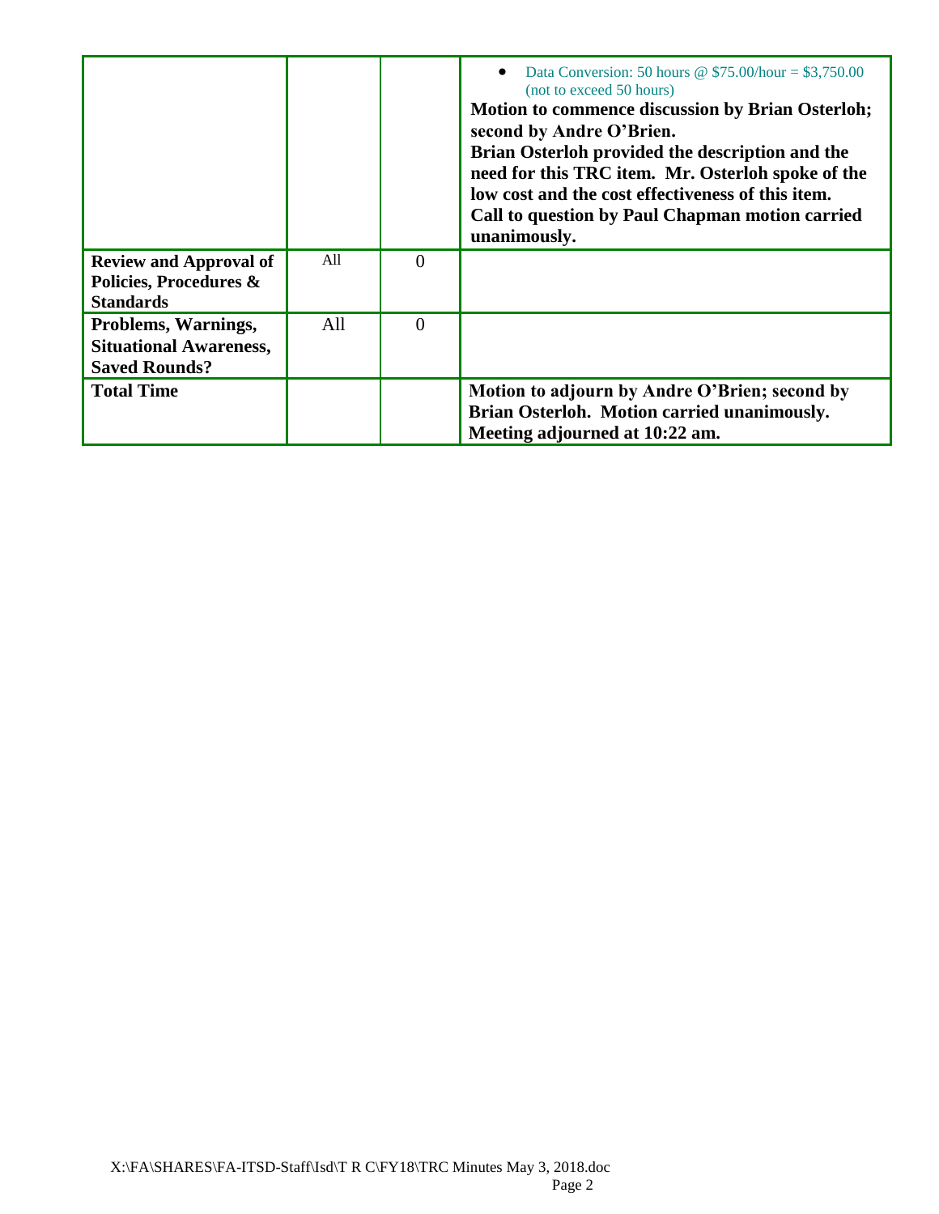| | | | |
|---|---|---|---|
| | | | • Data Conversion: 50 hours @ $75.00/hour = $3,750.00 (not to exceed 50 hours)<br>**Motion to commence discussion by Brian Osterloh; second by Andre O'Brien.**<br>**Brian Osterloh provided the description and the need for this TRC item. Mr. Osterloh spoke of the low cost and the cost effectiveness of this item.**<br>**Call to question by Paul Chapman motion carried unanimously.** |
| **Review and Approval of Policies, Procedures & Standards** | All | 0 | |
| **Problems, Warnings, Situational Awareness, Saved Rounds?** | All | 0 | |
| **Total Time** | | | **Motion to adjourn by Andre O'Brien; second by Brian Osterloh. Motion carried unanimously. Meeting adjourned at 10:22 am.** |

X:\FA\SHARES\FA-ITSD-Staff\Isd\T R C\FY18\TRC Minutes May 3, 2018.doc